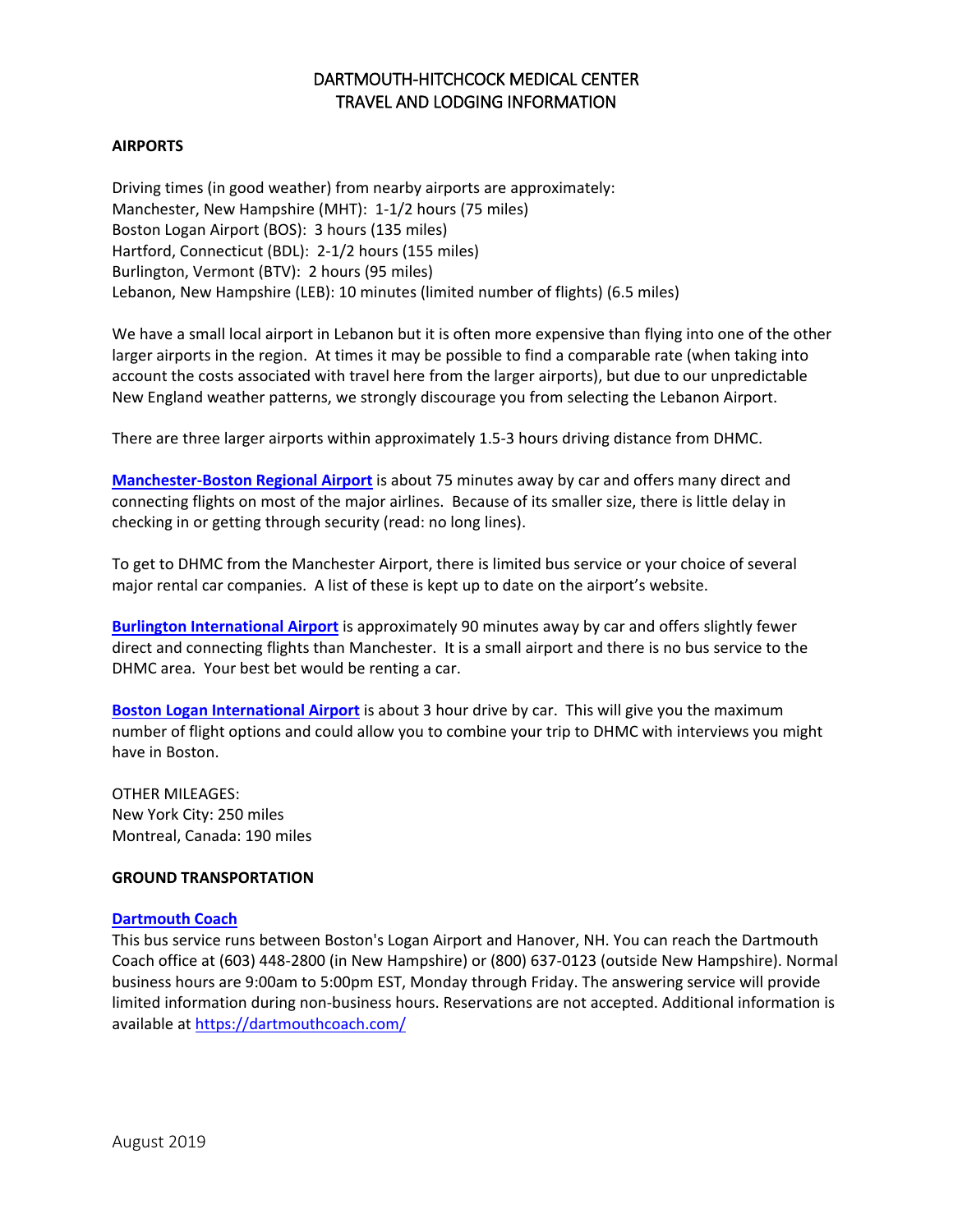# DARTMOUTH-HITCHCOCK MEDICAL CENTER
## TRAVEL AND LODGING INFORMATION

**AIRPORTS**

Driving times (in good weather) from nearby airports are approximately:
Manchester, New Hampshire (MHT): 1-1/2 hours (75 miles)
Boston Logan Airport (BOS): 3 hours (135 miles)
Hartford, Connecticut (BDL): 2-1/2 hours (155 miles)
Burlington, Vermont (BTV): 2 hours (95 miles)
Lebanon, New Hampshire (LEB): 10 minutes (limited number of flights) (6.5 miles)

We have a small local airport in Lebanon but it is often more expensive than flying into one of the other larger airports in the region. At times it may be possible to find a comparable rate (when taking into account the costs associated with travel here from the larger airports), but due to our unpredictable New England weather patterns, we strongly discourage you from selecting the Lebanon Airport.

There are three larger airports within approximately 1.5-3 hours driving distance from DHMC.

**Manchester-Boston Regional Airport** is about 75 minutes away by car and offers many direct and connecting flights on most of the major airlines. Because of its smaller size, there is little delay in checking in or getting through security (read: no long lines).

To get to DHMC from the Manchester Airport, there is limited bus service or your choice of several major rental car companies. A list of these is kept up to date on the airport's website.

**Burlington International Airport** is approximately 90 minutes away by car and offers slightly fewer direct and connecting flights than Manchester. It is a small airport and there is no bus service to the DHMC area. Your best bet would be renting a car.

**Boston Logan International Airport** is about 3 hour drive by car. This will give you the maximum number of flight options and could allow you to combine your trip to DHMC with interviews you might have in Boston.

OTHER MILEAGES:
New York City: 250 miles
Montreal, Canada: 190 miles

**GROUND TRANSPORTATION**

**Dartmouth Coach**
This bus service runs between Boston's Logan Airport and Hanover, NH. You can reach the Dartmouth Coach office at (603) 448-2800 (in New Hampshire) or (800) 637-0123 (outside New Hampshire). Normal business hours are 9:00am to 5:00pm EST, Monday through Friday. The answering service will provide limited information during non-business hours. Reservations are not accepted. Additional information is available at https://dartmouthcoach.com/

August 2019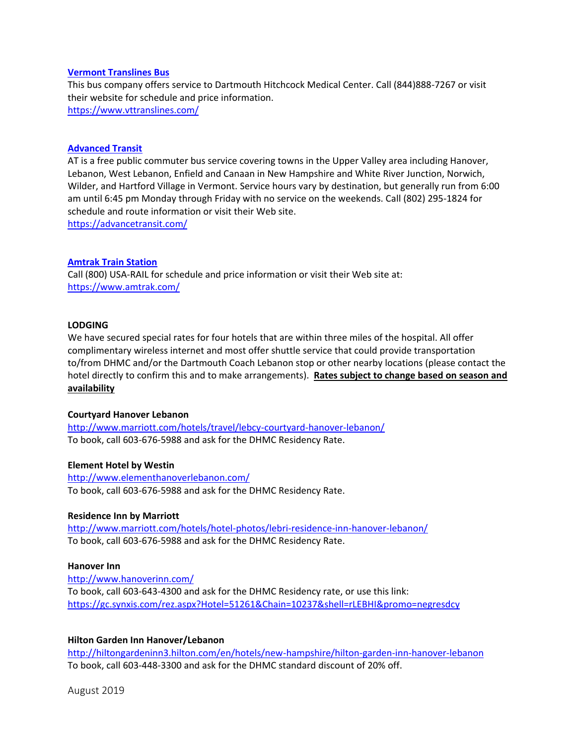**[Vermont Translines Bus](https://www.vttranslines.com/)**
This bus company offers service to Dartmouth Hitchcock Medical Center. Call (844)888-7267 or visit their website for schedule and price information.
https://www.vttranslines.com/

**[Advanced Transit](https://advancetransit.com/)**
AT is a free public commuter bus service covering towns in the Upper Valley area including Hanover, Lebanon, West Lebanon, Enfield and Canaan in New Hampshire and White River Junction, Norwich, Wilder, and Hartford Village in Vermont. Service hours vary by destination, but generally run from 6:00 am until 6:45 pm Monday through Friday with no service on the weekends. Call (802) 295-1824 for schedule and route information or visit their Web site.
https://advancetransit.com/

**[Amtrak Train Station](https://www.amtrak.com/)**
Call (800) USA-RAIL for schedule and price information or visit their Web site at:
https://www.amtrak.com/

**LODGING**
We have secured special rates for four hotels that are within three miles of the hospital. All offer complimentary wireless internet and most offer shuttle service that could provide transportation to/from DHMC and/or the Dartmouth Coach Lebanon stop or other nearby locations (please contact the hotel directly to confirm this and to make arrangements). **Rates subject to change based on season and availability**

**Courtyard Hanover Lebanon**
http://www.marriott.com/hotels/travel/lebcy-courtyard-hanover-lebanon/
To book, call 603-676-5988 and ask for the DHMC Residency Rate.

**Element Hotel by Westin**
http://www.elementhanoverlebanon.com/
To book, call 603-676-5988 and ask for the DHMC Residency Rate.

**Residence Inn by Marriott**
http://www.marriott.com/hotels/hotel-photos/lebri-residence-inn-hanover-lebanon/
To book, call 603-676-5988 and ask for the DHMC Residency Rate.

**Hanover Inn**
http://www.hanoverinn.com/
To book, call 603-643-4300 and ask for the DHMC Residency rate, or use this link:
https://gc.synxis.com/rez.aspx?Hotel=51261&Chain=10237&shell=rLEBHI&promo=negresdcy

**Hilton Garden Inn Hanover/Lebanon**
http://hiltongardeninn3.hilton.com/en/hotels/new-hampshire/hilton-garden-inn-hanover-lebanon
To book, call 603-448-3300 and ask for the DHMC standard discount of 20% off.

August 2019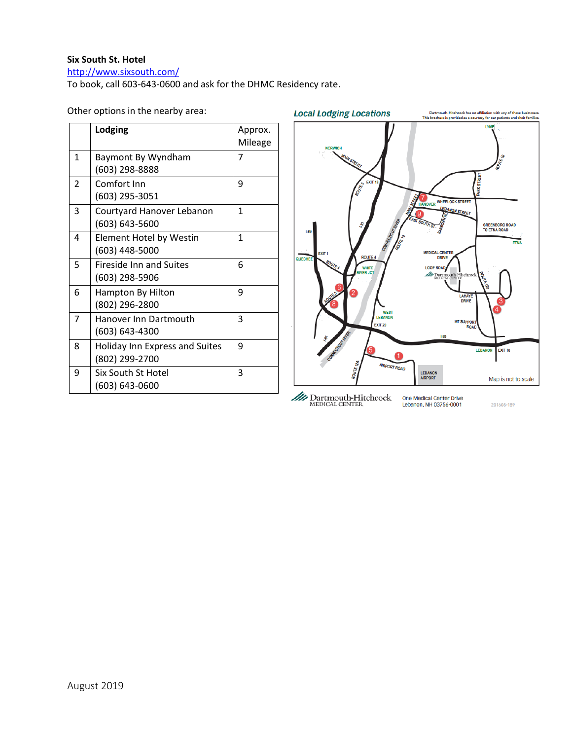**Six South St. Hotel**

http://www.sixsouth.com/

To book, call 603-643-0600 and ask for the DHMC Residency rate.

Other options in the nearby area:

| | Lodging | Approx. Mileage |
|---|---|---|
| 1 | Baymont By Wyndham (603) 298-8888 | 7 |
| 2 | Comfort Inn (603) 295-3051 | 9 |
| 3 | Courtyard Hanover Lebanon (603) 643-5600 | 1 |
| 4 | Element Hotel by Westin (603) 448-5000 | 1 |
| 5 | Fireside Inn and Suites (603) 298-5906 | 6 |
| 6 | Hampton By Hilton (802) 296-2800 | 9 |
| 7 | Hanover Inn Dartmouth (603) 643-4300 | 3 |
| 8 | Holiday Inn Express and Suites (802) 299-2700 | 9 |
| 9 | Six South St Hotel (603) 643-0600 | 3 |

***Local Lodging Locations***

Dartmouth-Hitchcock has no affiliation with any of these businesses. This brochure is provided as a courtesy for our patients and their families.

Map is not to scale

Dartmouth-Hitchcock MEDICAL CENTER

One Medical Center Drive
Lebanon, NH 03756-0001

201608-189